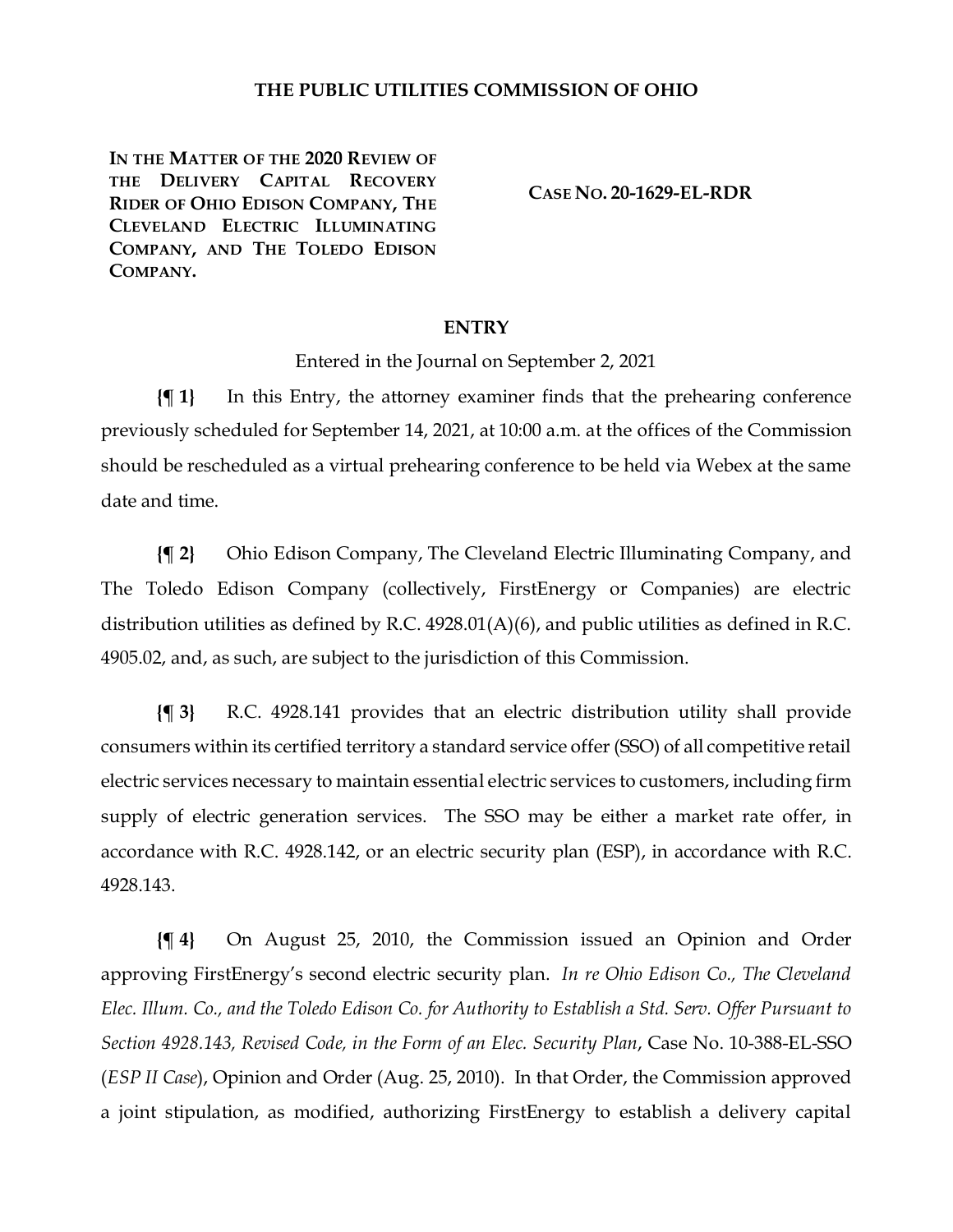# THE PUBLIC UTILITIES COMMISSION OF OHIO

**IN THE MATTER OF THE 2020 REVIEW OF THE DELIVERY CAPITAL RECOVERY RIDER OF OHIO EDISON COMPANY, THE CLEVELAND ELECTRIC ILLUMINATING COMPANY, AND THE TOLEDO EDISON COMPANY.**

**CASE NO. 20-1629-EL-RDR**

## ENTRY

Entered in the Journal on September 2, 2021

**{¶ 1}** In this Entry, the attorney examiner finds that the prehearing conference previously scheduled for September 14, 2021, at 10:00 a.m. at the offices of the Commission should be rescheduled as a virtual prehearing conference to be held via Webex at the same date and time.

**{¶ 2}** Ohio Edison Company, The Cleveland Electric Illuminating Company, and The Toledo Edison Company (collectively, FirstEnergy or Companies) are electric distribution utilities as defined by R.C. 4928.01(A)(6), and public utilities as defined in R.C. 4905.02, and, as such, are subject to the jurisdiction of this Commission.

**{¶ 3}** R.C. 4928.141 provides that an electric distribution utility shall provide consumers within its certified territory a standard service offer (SSO) of all competitive retail electric services necessary to maintain essential electric services to customers, including firm supply of electric generation services. The SSO may be either a market rate offer, in accordance with R.C. 4928.142, or an electric security plan (ESP), in accordance with R.C. 4928.143.

**{¶ 4}** On August 25, 2010, the Commission issued an Opinion and Order approving FirstEnergy's second electric security plan. *In re Ohio Edison Co., The Cleveland Elec. Illum. Co., and the Toledo Edison Co. for Authority to Establish a Std. Serv. Offer Pursuant to Section 4928.143, Revised Code, in the Form of an Elec. Security Plan*, Case No. 10-388-EL-SSO (*ESP II Case*), Opinion and Order (Aug. 25, 2010). In that Order, the Commission approved a joint stipulation, as modified, authorizing FirstEnergy to establish a delivery capital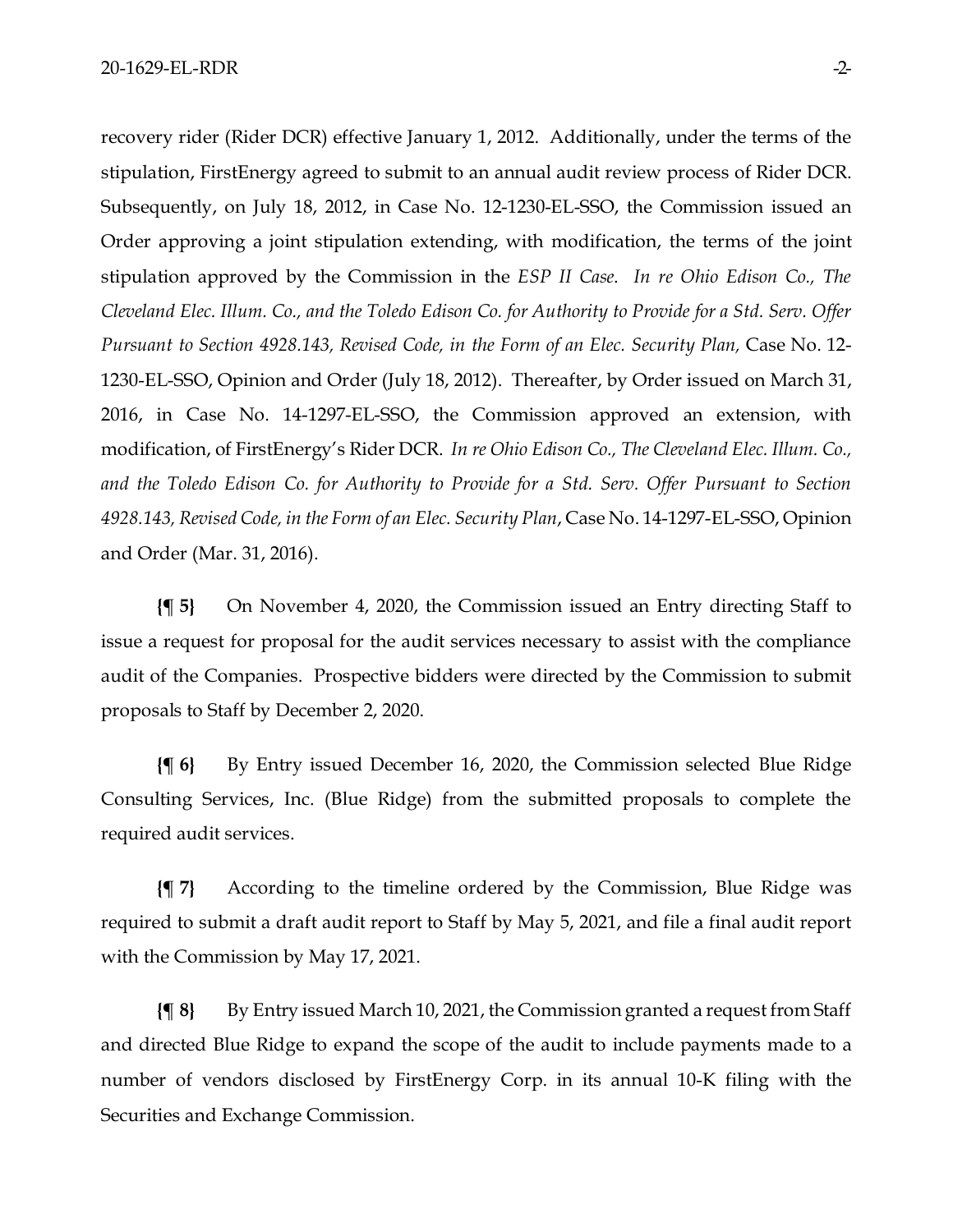recovery rider (Rider DCR) effective January 1, 2012. Additionally, under the terms of the stipulation, FirstEnergy agreed to submit to an annual audit review process of Rider DCR. Subsequently, on July 18, 2012, in Case No. 12-1230-EL-SSO, the Commission issued an Order approving a joint stipulation extending, with modification, the terms of the joint stipulation approved by the Commission in the *ESP II Case*. *In re Ohio Edison Co., The Cleveland Elec. Illum. Co., and the Toledo Edison Co. for Authority to Provide for a Std. Serv. Offer Pursuant to Section 4928.143, Revised Code, in the Form of an Elec. Security Plan,* Case No. 12-1230-EL-SSO, Opinion and Order (July 18, 2012). Thereafter, by Order issued on March 31, 2016, in Case No. 14-1297-EL-SSO, the Commission approved an extension, with modification, of FirstEnergy's Rider DCR. *In re Ohio Edison Co., The Cleveland Elec. Illum. Co., and the Toledo Edison Co. for Authority to Provide for a Std. Serv. Offer Pursuant to Section 4928.143, Revised Code, in the Form of an Elec. Security Plan*, Case No. 14-1297-EL-SSO, Opinion and Order (Mar. 31, 2016).

**{¶ 5}** On November 4, 2020, the Commission issued an Entry directing Staff to issue a request for proposal for the audit services necessary to assist with the compliance audit of the Companies. Prospective bidders were directed by the Commission to submit proposals to Staff by December 2, 2020.

**{¶ 6}** By Entry issued December 16, 2020, the Commission selected Blue Ridge Consulting Services, Inc. (Blue Ridge) from the submitted proposals to complete the required audit services.

**{¶ 7}** According to the timeline ordered by the Commission, Blue Ridge was required to submit a draft audit report to Staff by May 5, 2021, and file a final audit report with the Commission by May 17, 2021.

**{¶ 8}** By Entry issued March 10, 2021, the Commission granted a request from Staff and directed Blue Ridge to expand the scope of the audit to include payments made to a number of vendors disclosed by FirstEnergy Corp. in its annual 10-K filing with the Securities and Exchange Commission.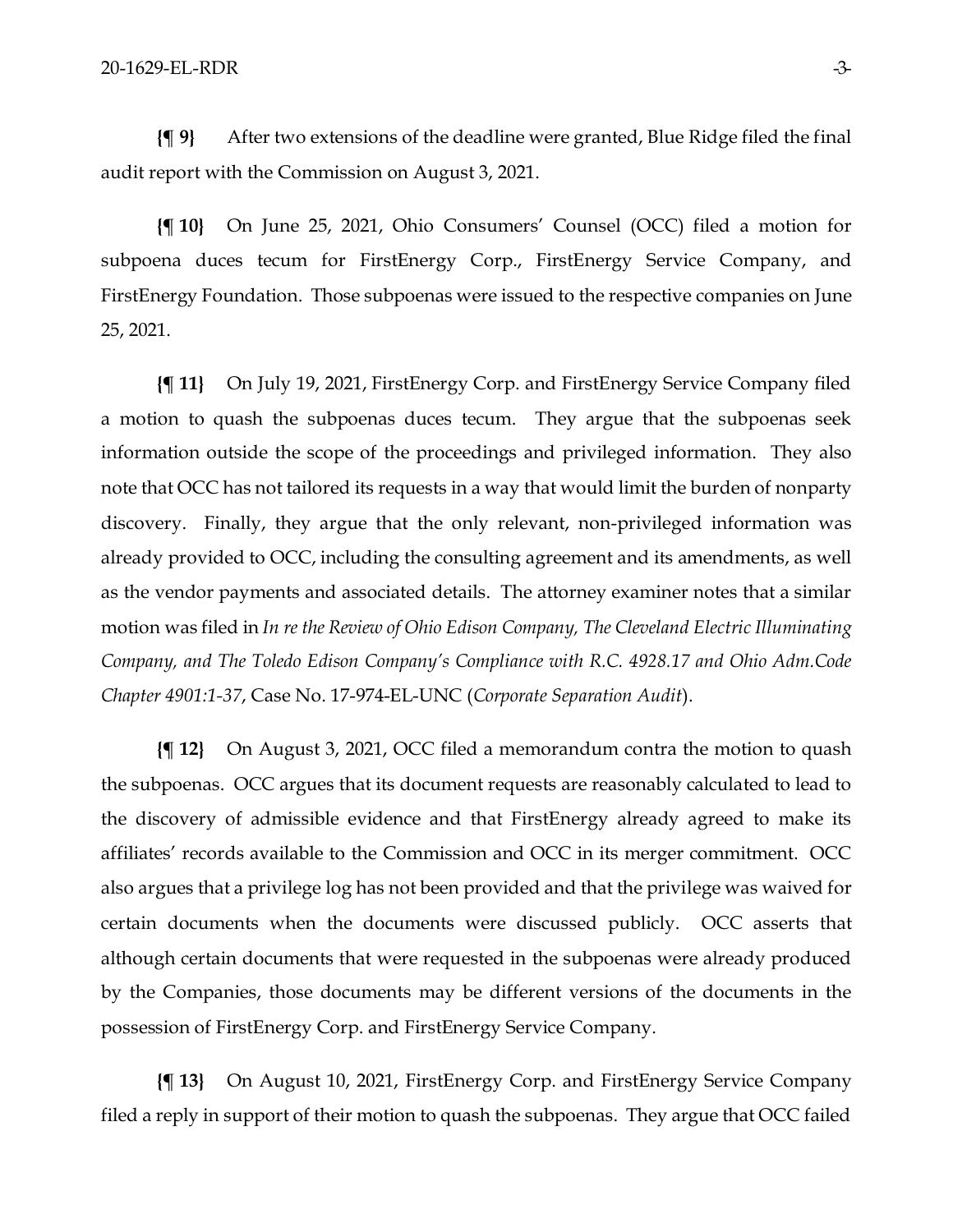**{¶ 9}** After two extensions of the deadline were granted, Blue Ridge filed the final audit report with the Commission on August 3, 2021.

**{¶ 10}** On June 25, 2021, Ohio Consumers' Counsel (OCC) filed a motion for subpoena duces tecum for FirstEnergy Corp., FirstEnergy Service Company, and FirstEnergy Foundation. Those subpoenas were issued to the respective companies on June 25, 2021.

**{¶ 11}** On July 19, 2021, FirstEnergy Corp. and FirstEnergy Service Company filed a motion to quash the subpoenas duces tecum. They argue that the subpoenas seek information outside the scope of the proceedings and privileged information. They also note that OCC has not tailored its requests in a way that would limit the burden of nonparty discovery. Finally, they argue that the only relevant, non-privileged information was already provided to OCC, including the consulting agreement and its amendments, as well as the vendor payments and associated details. The attorney examiner notes that a similar motion was filed in *In re the Review of Ohio Edison Company, The Cleveland Electric Illuminating Company, and The Toledo Edison Company's Compliance with R.C. 4928.17 and Ohio Adm.Code Chapter 4901:1-37*, Case No. 17-974-EL-UNC (*Corporate Separation Audit*).

**{¶ 12}** On August 3, 2021, OCC filed a memorandum contra the motion to quash the subpoenas. OCC argues that its document requests are reasonably calculated to lead to the discovery of admissible evidence and that FirstEnergy already agreed to make its affiliates' records available to the Commission and OCC in its merger commitment. OCC also argues that a privilege log has not been provided and that the privilege was waived for certain documents when the documents were discussed publicly. OCC asserts that although certain documents that were requested in the subpoenas were already produced by the Companies, those documents may be different versions of the documents in the possession of FirstEnergy Corp. and FirstEnergy Service Company.

**{¶ 13}** On August 10, 2021, FirstEnergy Corp. and FirstEnergy Service Company filed a reply in support of their motion to quash the subpoenas. They argue that OCC failed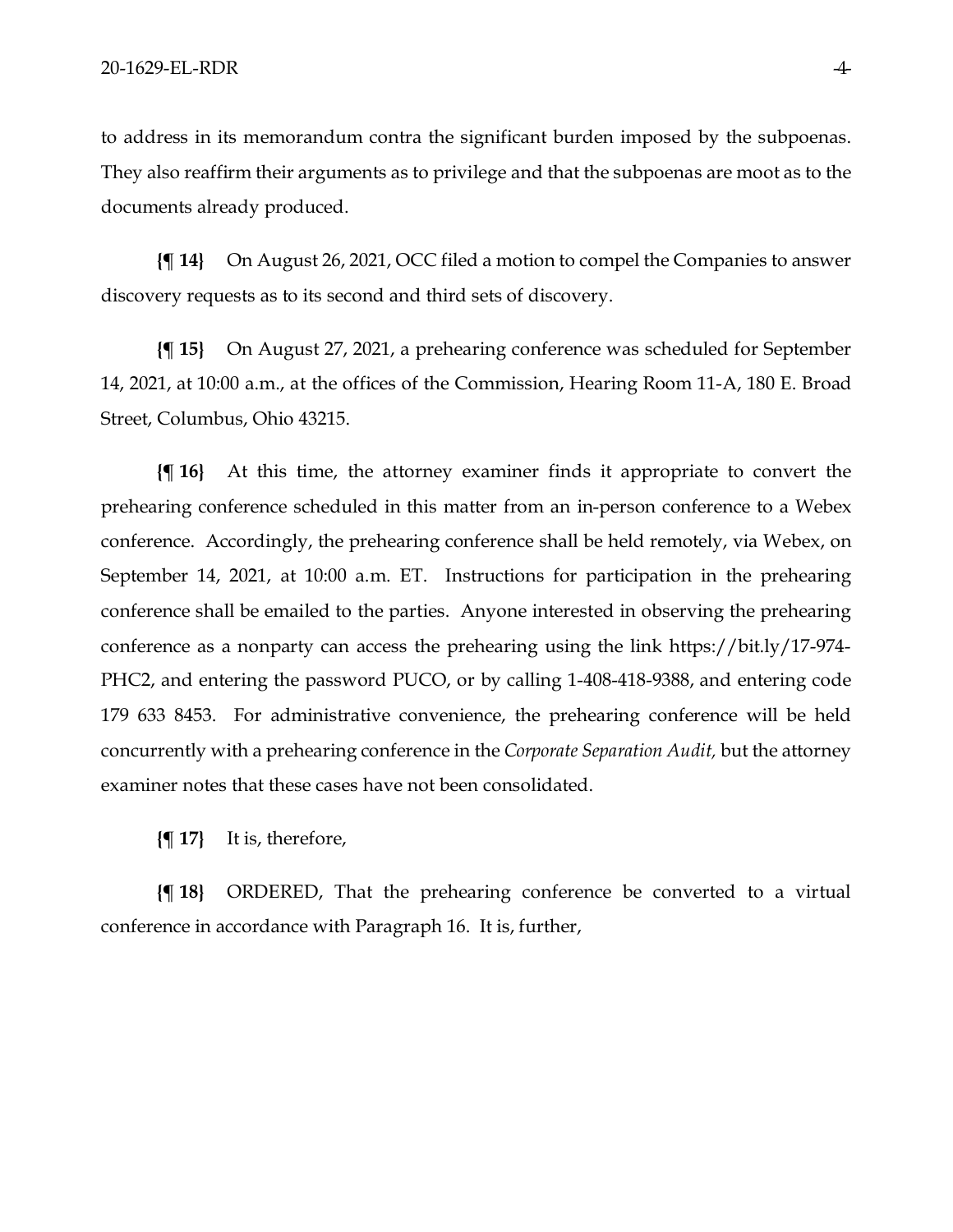to address in its memorandum contra the significant burden imposed by the subpoenas. They also reaffirm their arguments as to privilege and that the subpoenas are moot as to the documents already produced.

**{¶ 14}** On August 26, 2021, OCC filed a motion to compel the Companies to answer discovery requests as to its second and third sets of discovery.

**{¶ 15}** On August 27, 2021, a prehearing conference was scheduled for September 14, 2021, at 10:00 a.m., at the offices of the Commission, Hearing Room 11-A, 180 E. Broad Street, Columbus, Ohio 43215.

**{¶ 16}** At this time, the attorney examiner finds it appropriate to convert the prehearing conference scheduled in this matter from an in-person conference to a Webex conference. Accordingly, the prehearing conference shall be held remotely, via Webex, on September 14, 2021, at 10:00 a.m. ET. Instructions for participation in the prehearing conference shall be emailed to the parties. Anyone interested in observing the prehearing conference as a nonparty can access the prehearing using the link https://bit.ly/17-974-PHC2, and entering the password PUCO, or by calling 1-408-418-9388, and entering code 179 633 8453. For administrative convenience, the prehearing conference will be held concurrently with a prehearing conference in the *Corporate Separation Audit,* but the attorney examiner notes that these cases have not been consolidated.

**{¶ 17}** It is, therefore,

**{¶ 18}** ORDERED, That the prehearing conference be converted to a virtual conference in accordance with Paragraph 16. It is, further,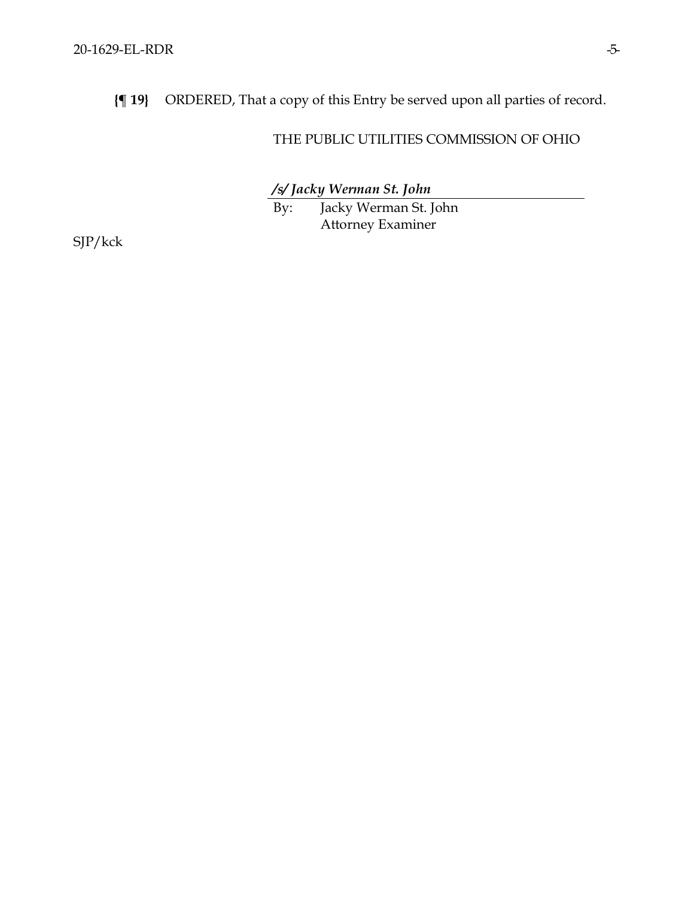**{¶ 19}** ORDERED, That a copy of this Entry be served upon all parties of record.

THE PUBLIC UTILITIES COMMISSION OF OHIO

***/s/ Jacky Werman St. John***

By: Jacky Werman St. John
Attorney Examiner

SJP/kck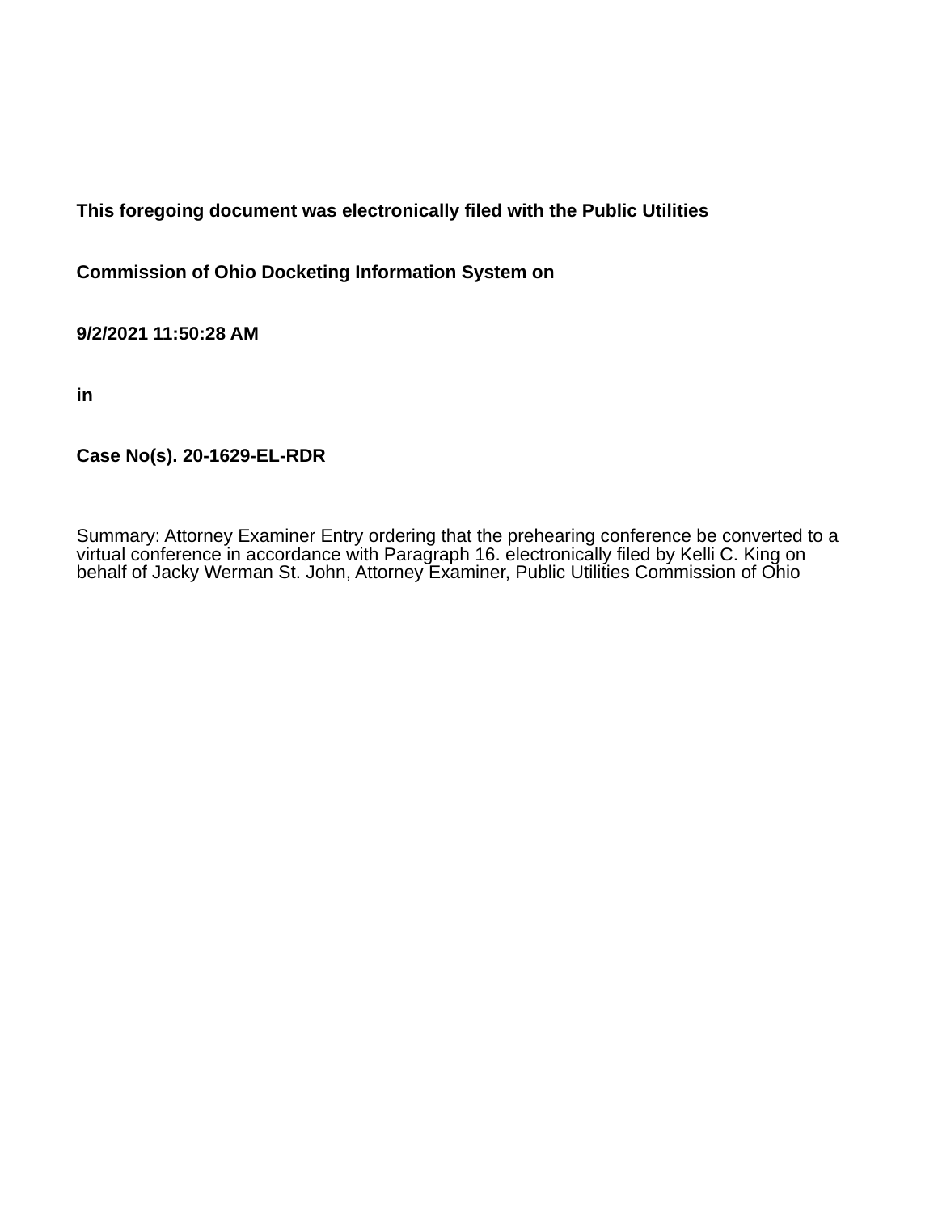**This foregoing document was electronically filed with the Public Utilities**

**Commission of Ohio Docketing Information System on**

**9/2/2021 11:50:28 AM**

**in**

**Case No(s). 20-1629-EL-RDR**

Summary: Attorney Examiner Entry ordering that the prehearing conference be converted to a virtual conference in accordance with Paragraph 16. electronically filed by Kelli C. King on behalf of Jacky Werman St. John, Attorney Examiner, Public Utilities Commission of Ohio